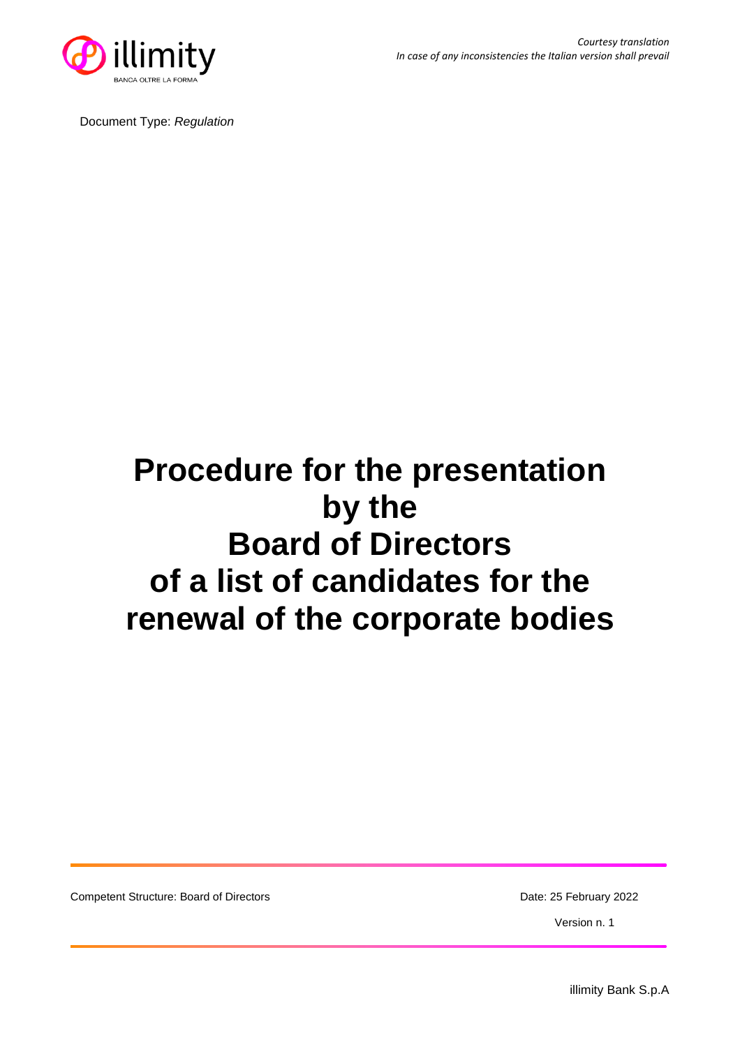*Courtesy translation*
*In case of any inconsistencies the Italian version shall prevail*

Document Type: *Regulation*

# Procedure for the presentation by the Board of Directors of a list of candidates for the renewal of the corporate bodies

Competent Structure: Board of Directors

Date: 25 February 2022

Version n. 1

illimity Bank S.p.A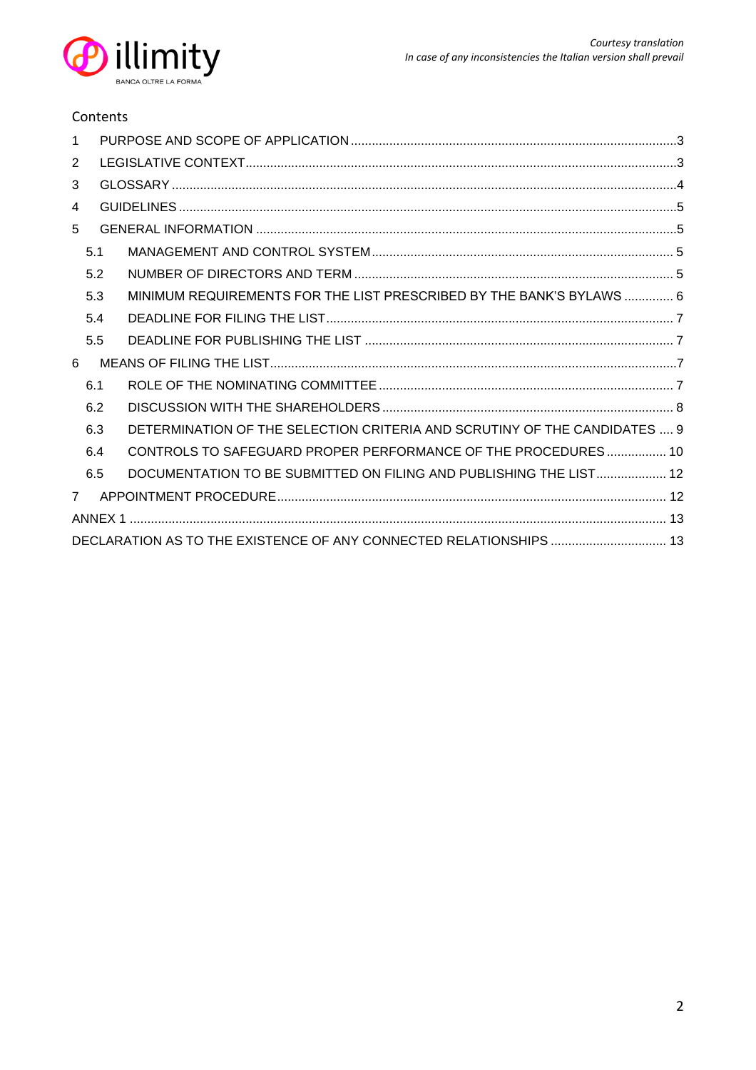Courtesy translation
*In case of any inconsistencies the Italian version shall prevail*

Contents

1 PURPOSE AND SCOPE OF APPLICATION ... 3
2 LEGISLATIVE CONTEXT ... 3
3 GLOSSARY ... 4
4 GUIDELINES ... 5
5 GENERAL INFORMATION ... 5
  5.1 MANAGEMENT AND CONTROL SYSTEM ... 5
  5.2 NUMBER OF DIRECTORS AND TERM ... 5
  5.3 MINIMUM REQUIREMENTS FOR THE LIST PRESCRIBED BY THE BANK'S BYLAWS ... 6
  5.4 DEADLINE FOR FILING THE LIST ... 7
  5.5 DEADLINE FOR PUBLISHING THE LIST ... 7
6 MEANS OF FILING THE LIST ... 7
  6.1 ROLE OF THE NOMINATING COMMITTEE ... 7
  6.2 DISCUSSION WITH THE SHAREHOLDERS ... 8
  6.3 DETERMINATION OF THE SELECTION CRITERIA AND SCRUTINY OF THE CANDIDATES ... 9
  6.4 CONTROLS TO SAFEGUARD PROPER PERFORMANCE OF THE PROCEDURES ... 10
  6.5 DOCUMENTATION TO BE SUBMITTED ON FILING AND PUBLISHING THE LIST ... 12
7 APPOINTMENT PROCEDURE ... 12
ANNEX 1 ... 13
DECLARATION AS TO THE EXISTENCE OF ANY CONNECTED RELATIONSHIPS ... 13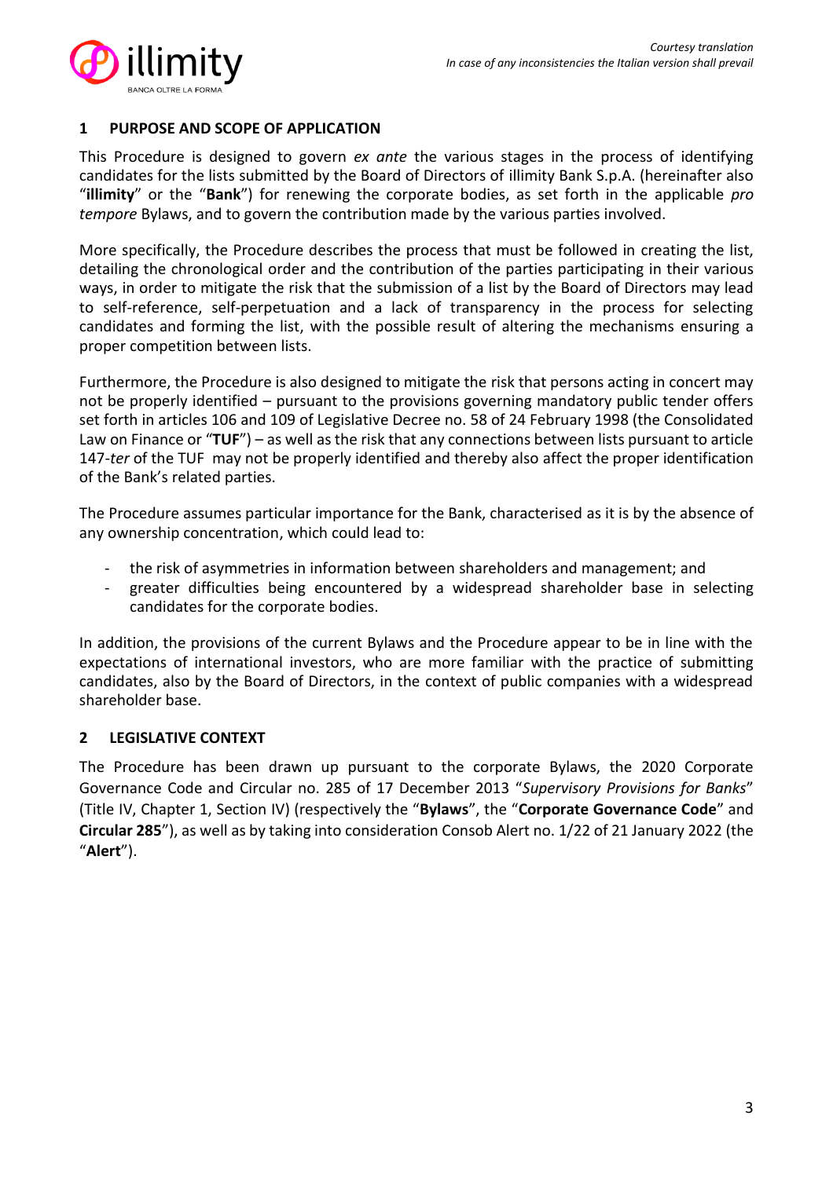## 1 PURPOSE AND SCOPE OF APPLICATION

This Procedure is designed to govern *ex ante* the various stages in the process of identifying candidates for the lists submitted by the Board of Directors of illimity Bank S.p.A. (hereinafter also "**illimity**" or the "**Bank**") for renewing the corporate bodies, as set forth in the applicable *pro tempore* Bylaws, and to govern the contribution made by the various parties involved.

More specifically, the Procedure describes the process that must be followed in creating the list, detailing the chronological order and the contribution of the parties participating in their various ways, in order to mitigate the risk that the submission of a list by the Board of Directors may lead to self-reference, self-perpetuation and a lack of transparency in the process for selecting candidates and forming the list, with the possible result of altering the mechanisms ensuring a proper competition between lists.

Furthermore, the Procedure is also designed to mitigate the risk that persons acting in concert may not be properly identified – pursuant to the provisions governing mandatory public tender offers set forth in articles 106 and 109 of Legislative Decree no. 58 of 24 February 1998 (the Consolidated Law on Finance or "**TUF**") – as well as the risk that any connections between lists pursuant to article 147-*ter* of the TUF may not be properly identified and thereby also affect the proper identification of the Bank's related parties.

The Procedure assumes particular importance for the Bank, characterised as it is by the absence of any ownership concentration, which could lead to:

- the risk of asymmetries in information between shareholders and management; and
- greater difficulties being encountered by a widespread shareholder base in selecting candidates for the corporate bodies.

In addition, the provisions of the current Bylaws and the Procedure appear to be in line with the expectations of international investors, who are more familiar with the practice of submitting candidates, also by the Board of Directors, in the context of public companies with a widespread shareholder base.

## 2 LEGISLATIVE CONTEXT

The Procedure has been drawn up pursuant to the corporate Bylaws, the 2020 Corporate Governance Code and Circular no. 285 of 17 December 2013 "*Supervisory Provisions for Banks*" (Title IV, Chapter 1, Section IV) (respectively the "**Bylaws**", the "**Corporate Governance Code**" and **Circular 285**"), as well as by taking into consideration Consob Alert no. 1/22 of 21 January 2022 (the "**Alert**").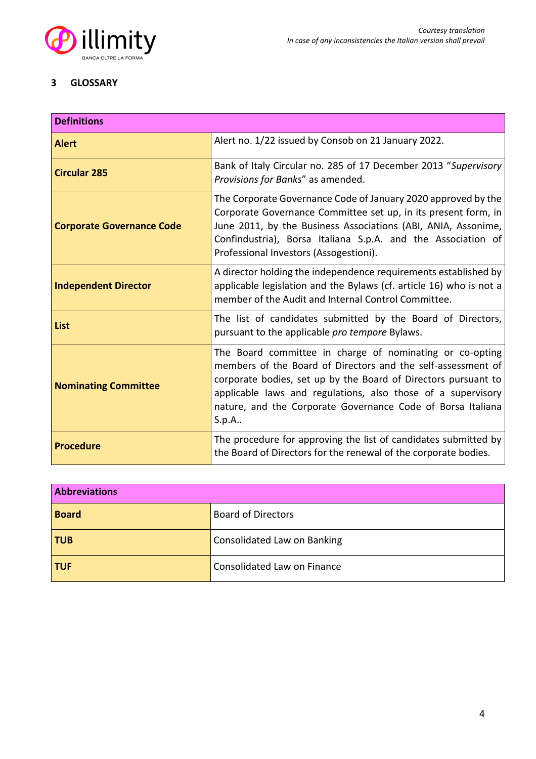## 3 GLOSSARY

| Definitions | |
|---|---|
| **Alert** | Alert no. 1/22 issued by Consob on 21 January 2022. |
| **Circular 285** | Bank of Italy Circular no. 285 of 17 December 2013 "*Supervisory Provisions for Banks*" as amended. |
| **Corporate Governance Code** | The Corporate Governance Code of January 2020 approved by the Corporate Governance Committee set up, in its present form, in June 2011, by the Business Associations (ABI, ANIA, Assonime, Confindustria), Borsa Italiana S.p.A. and the Association of Professional Investors (Assogestioni). |
| **Independent Director** | A director holding the independence requirements established by applicable legislation and the Bylaws (cf. article 16) who is not a member of the Audit and Internal Control Committee. |
| **List** | The list of candidates submitted by the Board of Directors, pursuant to the applicable *pro tempore* Bylaws. |
| **Nominating Committee** | The Board committee in charge of nominating or co-opting members of the Board of Directors and the self-assessment of corporate bodies, set up by the Board of Directors pursuant to applicable laws and regulations, also those of a supervisory nature, and the Corporate Governance Code of Borsa Italiana S.p.A.. |
| **Procedure** | The procedure for approving the list of candidates submitted by the Board of Directors for the renewal of the corporate bodies. |

| Abbreviations | |
|---|---|
| **Board** | Board of Directors |
| **TUB** | Consolidated Law on Banking |
| **TUF** | Consolidated Law on Finance |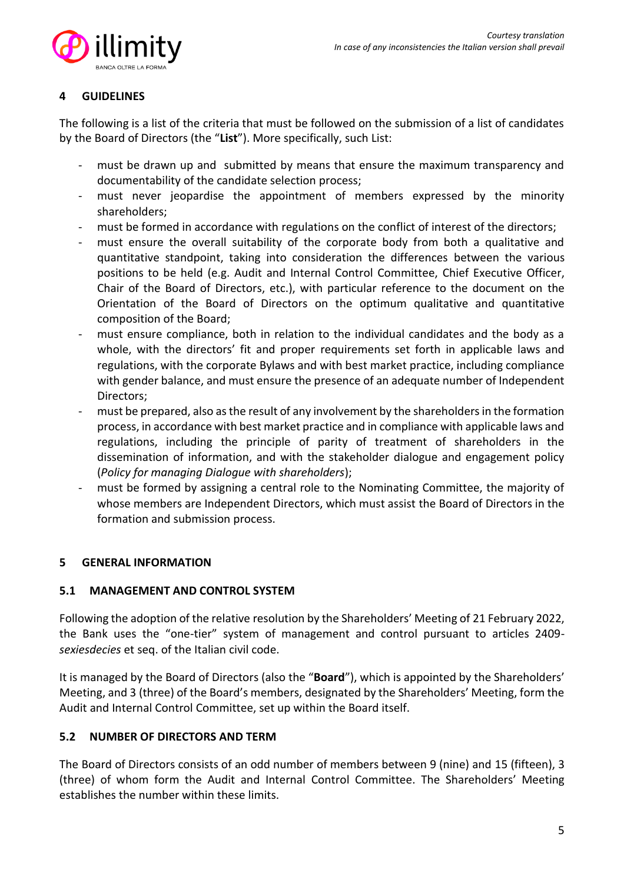## 4 GUIDELINES

The following is a list of the criteria that must be followed on the submission of a list of candidates by the Board of Directors (the "**List**"). More specifically, such List:

- must be drawn up and submitted by means that ensure the maximum transparency and documentability of the candidate selection process;
- must never jeopardise the appointment of members expressed by the minority shareholders;
- must be formed in accordance with regulations on the conflict of interest of the directors;
- must ensure the overall suitability of the corporate body from both a qualitative and quantitative standpoint, taking into consideration the differences between the various positions to be held (e.g. Audit and Internal Control Committee, Chief Executive Officer, Chair of the Board of Directors, etc.), with particular reference to the document on the Orientation of the Board of Directors on the optimum qualitative and quantitative composition of the Board;
- must ensure compliance, both in relation to the individual candidates and the body as a whole, with the directors' fit and proper requirements set forth in applicable laws and regulations, with the corporate Bylaws and with best market practice, including compliance with gender balance, and must ensure the presence of an adequate number of Independent Directors;
- must be prepared, also as the result of any involvement by the shareholders in the formation process, in accordance with best market practice and in compliance with applicable laws and regulations, including the principle of parity of treatment of shareholders in the dissemination of information, and with the stakeholder dialogue and engagement policy (*Policy for managing Dialogue with shareholders*);
- must be formed by assigning a central role to the Nominating Committee, the majority of whose members are Independent Directors, which must assist the Board of Directors in the formation and submission process.

## 5 GENERAL INFORMATION

### 5.1 MANAGEMENT AND CONTROL SYSTEM

Following the adoption of the relative resolution by the Shareholders' Meeting of 21 February 2022, the Bank uses the "one-tier" system of management and control pursuant to articles 2409-*sexiesdecies* et seq. of the Italian civil code.

It is managed by the Board of Directors (also the "**Board**"), which is appointed by the Shareholders' Meeting, and 3 (three) of the Board's members, designated by the Shareholders' Meeting, form the Audit and Internal Control Committee, set up within the Board itself.

### 5.2 NUMBER OF DIRECTORS AND TERM

The Board of Directors consists of an odd number of members between 9 (nine) and 15 (fifteen), 3 (three) of whom form the Audit and Internal Control Committee. The Shareholders' Meeting establishes the number within these limits.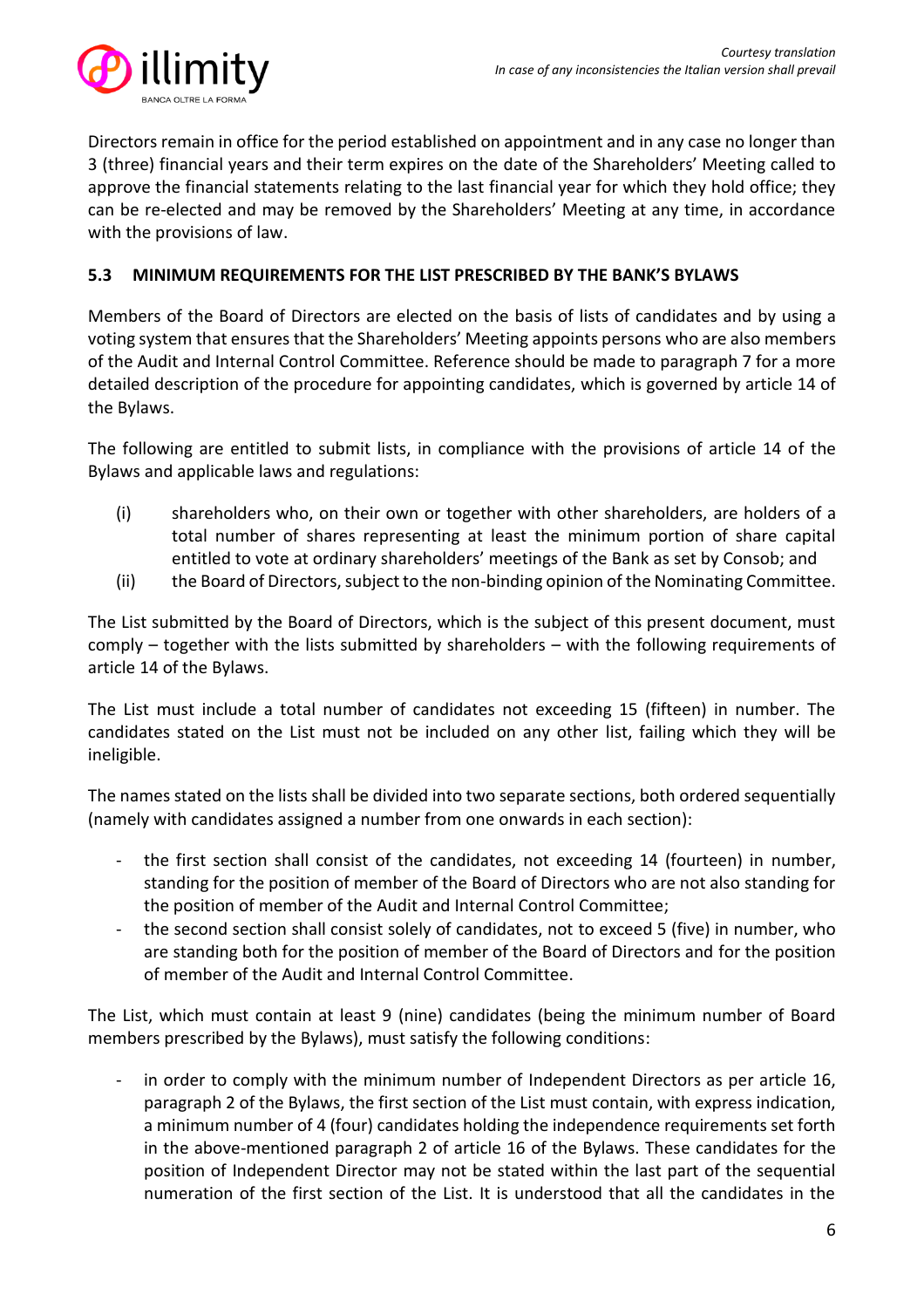Directors remain in office for the period established on appointment and in any case no longer than 3 (three) financial years and their term expires on the date of the Shareholders' Meeting called to approve the financial statements relating to the last financial year for which they hold office; they can be re-elected and may be removed by the Shareholders' Meeting at any time, in accordance with the provisions of law.

### 5.3 MINIMUM REQUIREMENTS FOR THE LIST PRESCRIBED BY THE BANK'S BYLAWS

Members of the Board of Directors are elected on the basis of lists of candidates and by using a voting system that ensures that the Shareholders' Meeting appoints persons who are also members of the Audit and Internal Control Committee. Reference should be made to paragraph 7 for a more detailed description of the procedure for appointing candidates, which is governed by article 14 of the Bylaws.

The following are entitled to submit lists, in compliance with the provisions of article 14 of the Bylaws and applicable laws and regulations:

(i) shareholders who, on their own or together with other shareholders, are holders of a total number of shares representing at least the minimum portion of share capital entitled to vote at ordinary shareholders' meetings of the Bank as set by Consob; and

(ii) the Board of Directors, subject to the non-binding opinion of the Nominating Committee.

The List submitted by the Board of Directors, which is the subject of this present document, must comply – together with the lists submitted by shareholders – with the following requirements of article 14 of the Bylaws.

The List must include a total number of candidates not exceeding 15 (fifteen) in number. The candidates stated on the List must not be included on any other list, failing which they will be ineligible.

The names stated on the lists shall be divided into two separate sections, both ordered sequentially (namely with candidates assigned a number from one onwards in each section):

- the first section shall consist of the candidates, not exceeding 14 (fourteen) in number, standing for the position of member of the Board of Directors who are not also standing for the position of member of the Audit and Internal Control Committee;
- the second section shall consist solely of candidates, not to exceed 5 (five) in number, who are standing both for the position of member of the Board of Directors and for the position of member of the Audit and Internal Control Committee.

The List, which must contain at least 9 (nine) candidates (being the minimum number of Board members prescribed by the Bylaws), must satisfy the following conditions:

- in order to comply with the minimum number of Independent Directors as per article 16, paragraph 2 of the Bylaws, the first section of the List must contain, with express indication, a minimum number of 4 (four) candidates holding the independence requirements set forth in the above-mentioned paragraph 2 of article 16 of the Bylaws. These candidates for the position of Independent Director may not be stated within the last part of the sequential numeration of the first section of the List. It is understood that all the candidates in the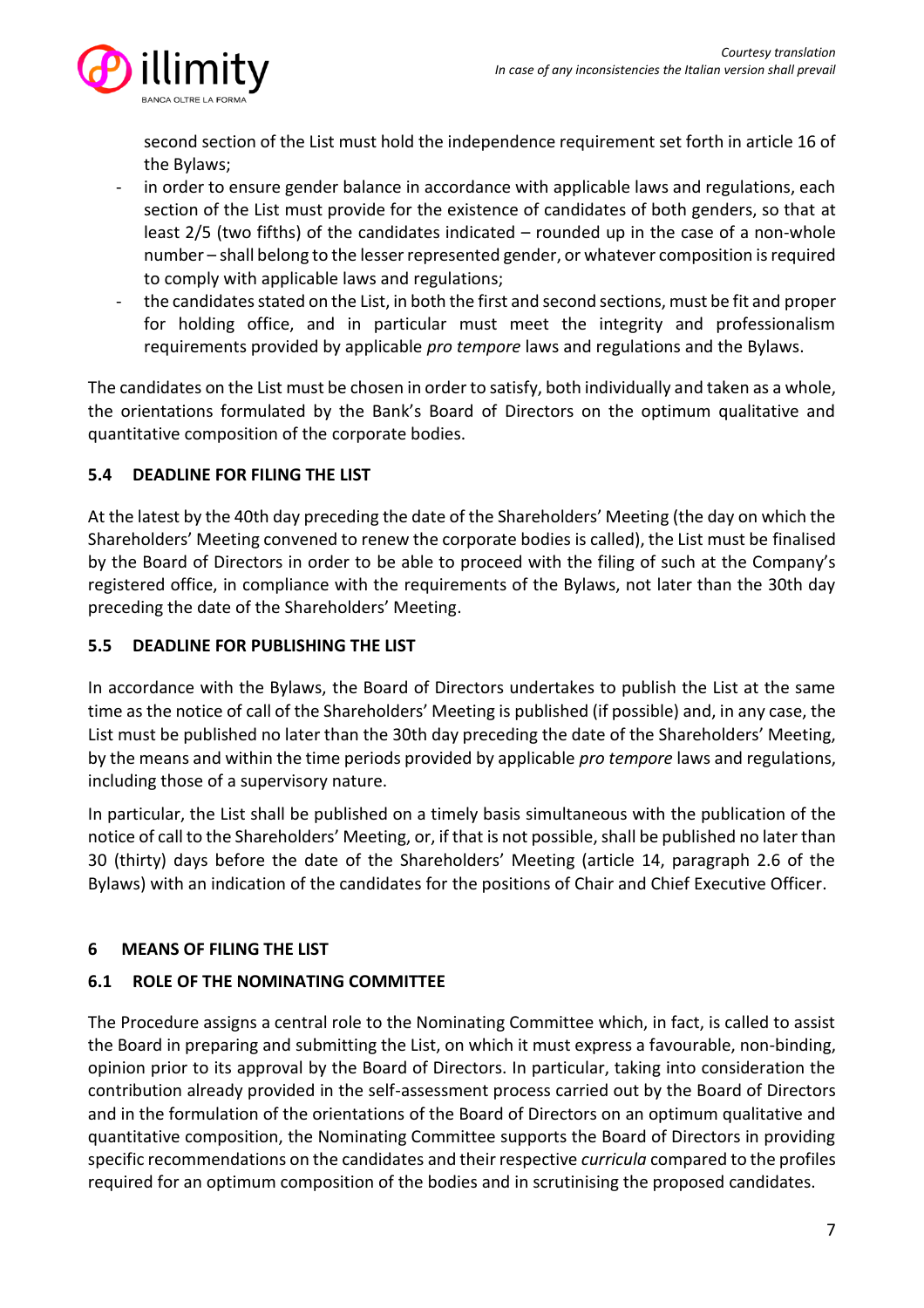second section of the List must hold the independence requirement set forth in article 16 of the Bylaws;

- in order to ensure gender balance in accordance with applicable laws and regulations, each section of the List must provide for the existence of candidates of both genders, so that at least 2/5 (two fifths) of the candidates indicated – rounded up in the case of a non-whole number – shall belong to the lesser represented gender, or whatever composition is required to comply with applicable laws and regulations;
- the candidates stated on the List, in both the first and second sections, must be fit and proper for holding office, and in particular must meet the integrity and professionalism requirements provided by applicable *pro tempore* laws and regulations and the Bylaws.

The candidates on the List must be chosen in order to satisfy, both individually and taken as a whole, the orientations formulated by the Bank's Board of Directors on the optimum qualitative and quantitative composition of the corporate bodies.

### 5.4 DEADLINE FOR FILING THE LIST

At the latest by the 40th day preceding the date of the Shareholders' Meeting (the day on which the Shareholders' Meeting convened to renew the corporate bodies is called), the List must be finalised by the Board of Directors in order to be able to proceed with the filing of such at the Company's registered office, in compliance with the requirements of the Bylaws, not later than the 30th day preceding the date of the Shareholders' Meeting.

### 5.5 DEADLINE FOR PUBLISHING THE LIST

In accordance with the Bylaws, the Board of Directors undertakes to publish the List at the same time as the notice of call of the Shareholders' Meeting is published (if possible) and, in any case, the List must be published no later than the 30th day preceding the date of the Shareholders' Meeting, by the means and within the time periods provided by applicable *pro tempore* laws and regulations, including those of a supervisory nature.

In particular, the List shall be published on a timely basis simultaneous with the publication of the notice of call to the Shareholders' Meeting, or, if that is not possible, shall be published no later than 30 (thirty) days before the date of the Shareholders' Meeting (article 14, paragraph 2.6 of the Bylaws) with an indication of the candidates for the positions of Chair and Chief Executive Officer.

## 6 MEANS OF FILING THE LIST

### 6.1 ROLE OF THE NOMINATING COMMITTEE

The Procedure assigns a central role to the Nominating Committee which, in fact, is called to assist the Board in preparing and submitting the List, on which it must express a favourable, non-binding, opinion prior to its approval by the Board of Directors. In particular, taking into consideration the contribution already provided in the self-assessment process carried out by the Board of Directors and in the formulation of the orientations of the Board of Directors on an optimum qualitative and quantitative composition, the Nominating Committee supports the Board of Directors in providing specific recommendations on the candidates and their respective *curricula* compared to the profiles required for an optimum composition of the bodies and in scrutinising the proposed candidates.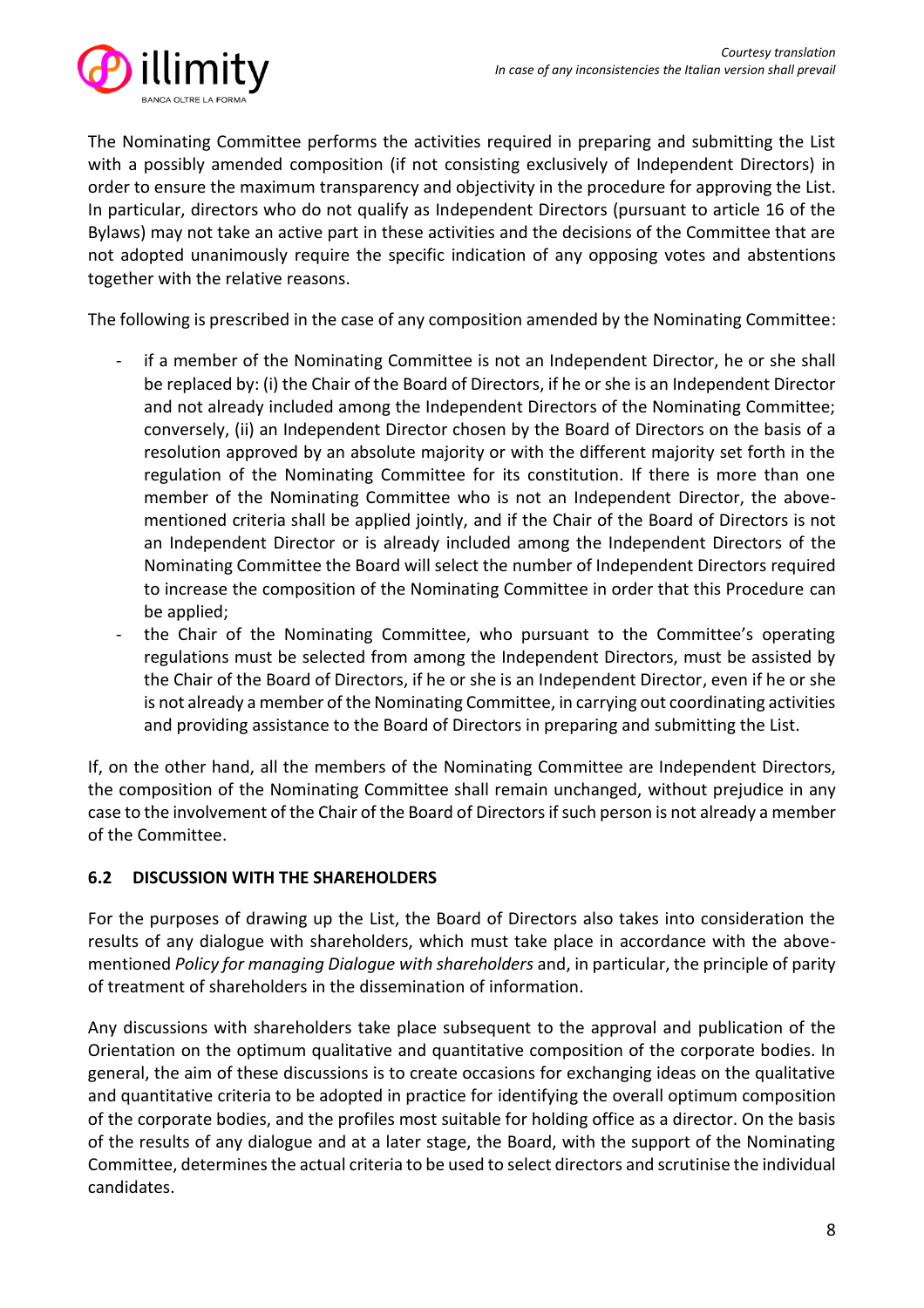The Nominating Committee performs the activities required in preparing and submitting the List with a possibly amended composition (if not consisting exclusively of Independent Directors) in order to ensure the maximum transparency and objectivity in the procedure for approving the List. In particular, directors who do not qualify as Independent Directors (pursuant to article 16 of the Bylaws) may not take an active part in these activities and the decisions of the Committee that are not adopted unanimously require the specific indication of any opposing votes and abstentions together with the relative reasons.

The following is prescribed in the case of any composition amended by the Nominating Committee:

- if a member of the Nominating Committee is not an Independent Director, he or she shall be replaced by: (i) the Chair of the Board of Directors, if he or she is an Independent Director and not already included among the Independent Directors of the Nominating Committee; conversely, (ii) an Independent Director chosen by the Board of Directors on the basis of a resolution approved by an absolute majority or with the different majority set forth in the regulation of the Nominating Committee for its constitution. If there is more than one member of the Nominating Committee who is not an Independent Director, the above-mentioned criteria shall be applied jointly, and if the Chair of the Board of Directors is not an Independent Director or is already included among the Independent Directors of the Nominating Committee the Board will select the number of Independent Directors required to increase the composition of the Nominating Committee in order that this Procedure can be applied;
- the Chair of the Nominating Committee, who pursuant to the Committee's operating regulations must be selected from among the Independent Directors, must be assisted by the Chair of the Board of Directors, if he or she is an Independent Director, even if he or she is not already a member of the Nominating Committee, in carrying out coordinating activities and providing assistance to the Board of Directors in preparing and submitting the List.

If, on the other hand, all the members of the Nominating Committee are Independent Directors, the composition of the Nominating Committee shall remain unchanged, without prejudice in any case to the involvement of the Chair of the Board of Directors if such person is not already a member of the Committee.

### 6.2 DISCUSSION WITH THE SHAREHOLDERS

For the purposes of drawing up the List, the Board of Directors also takes into consideration the results of any dialogue with shareholders, which must take place in accordance with the above-mentioned *Policy for managing Dialogue with shareholders* and, in particular, the principle of parity of treatment of shareholders in the dissemination of information.

Any discussions with shareholders take place subsequent to the approval and publication of the Orientation on the optimum qualitative and quantitative composition of the corporate bodies. In general, the aim of these discussions is to create occasions for exchanging ideas on the qualitative and quantitative criteria to be adopted in practice for identifying the overall optimum composition of the corporate bodies, and the profiles most suitable for holding office as a director. On the basis of the results of any dialogue and at a later stage, the Board, with the support of the Nominating Committee, determines the actual criteria to be used to select directors and scrutinise the individual candidates.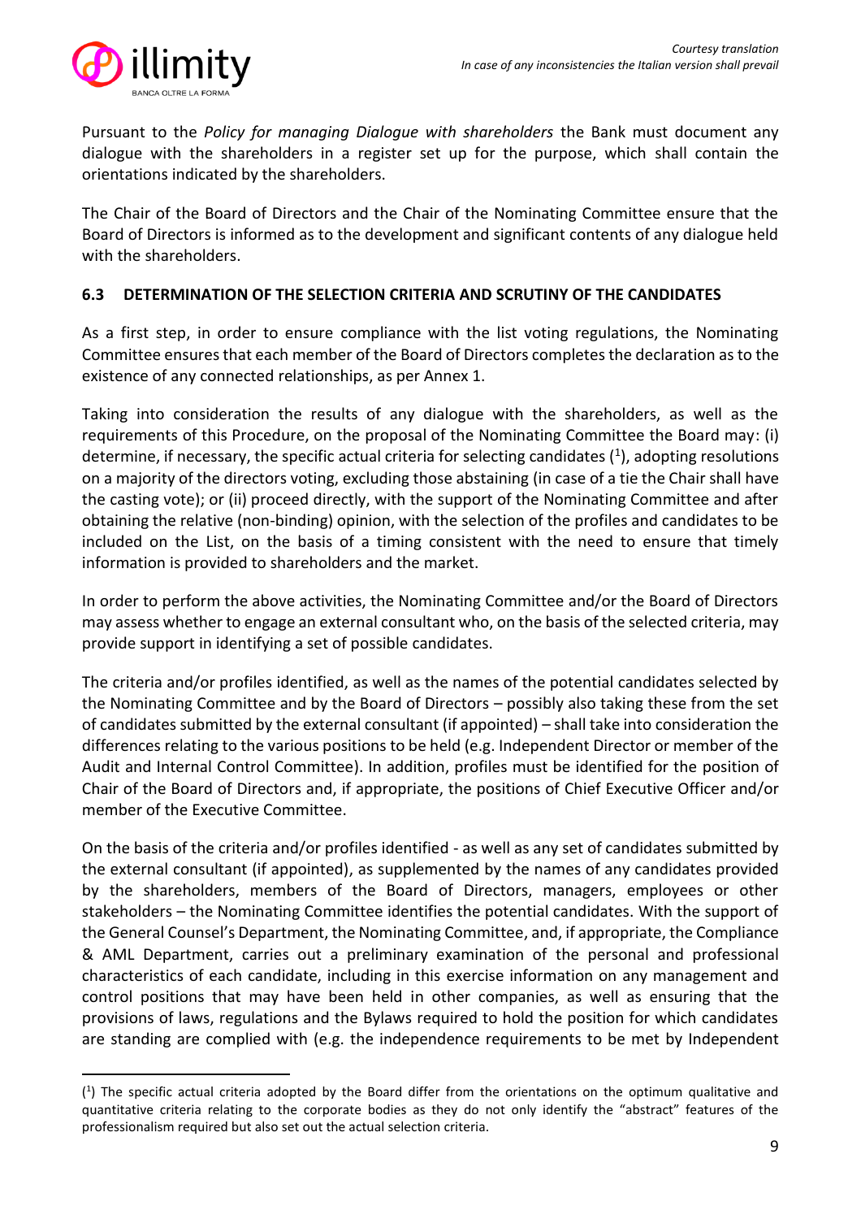Pursuant to the *Policy for managing Dialogue with shareholders* the Bank must document any dialogue with the shareholders in a register set up for the purpose, which shall contain the orientations indicated by the shareholders.

The Chair of the Board of Directors and the Chair of the Nominating Committee ensure that the Board of Directors is informed as to the development and significant contents of any dialogue held with the shareholders.

### 6.3 DETERMINATION OF THE SELECTION CRITERIA AND SCRUTINY OF THE CANDIDATES

As a first step, in order to ensure compliance with the list voting regulations, the Nominating Committee ensures that each member of the Board of Directors completes the declaration as to the existence of any connected relationships, as per Annex 1.

Taking into consideration the results of any dialogue with the shareholders, as well as the requirements of this Procedure, on the proposal of the Nominating Committee the Board may: (i) determine, if necessary, the specific actual criteria for selecting candidates ([1]), adopting resolutions on a majority of the directors voting, excluding those abstaining (in case of a tie the Chair shall have the casting vote); or (ii) proceed directly, with the support of the Nominating Committee and after obtaining the relative (non-binding) opinion, with the selection of the profiles and candidates to be included on the List, on the basis of a timing consistent with the need to ensure that timely information is provided to shareholders and the market.

In order to perform the above activities, the Nominating Committee and/or the Board of Directors may assess whether to engage an external consultant who, on the basis of the selected criteria, may provide support in identifying a set of possible candidates.

The criteria and/or profiles identified, as well as the names of the potential candidates selected by the Nominating Committee and by the Board of Directors – possibly also taking these from the set of candidates submitted by the external consultant (if appointed) – shall take into consideration the differences relating to the various positions to be held (e.g. Independent Director or member of the Audit and Internal Control Committee). In addition, profiles must be identified for the position of Chair of the Board of Directors and, if appropriate, the positions of Chief Executive Officer and/or member of the Executive Committee.

On the basis of the criteria and/or profiles identified - as well as any set of candidates submitted by the external consultant (if appointed), as supplemented by the names of any candidates provided by the shareholders, members of the Board of Directors, managers, employees or other stakeholders – the Nominating Committee identifies the potential candidates. With the support of the General Counsel's Department, the Nominating Committee, and, if appropriate, the Compliance & AML Department, carries out a preliminary examination of the personal and professional characteristics of each candidate, including in this exercise information on any management and control positions that may have been held in other companies, as well as ensuring that the provisions of laws, regulations and the Bylaws required to hold the position for which candidates are standing are complied with (e.g. the independence requirements to be met by Independent

---

([1]) The specific actual criteria adopted by the Board differ from the orientations on the optimum qualitative and quantitative criteria relating to the corporate bodies as they do not only identify the "abstract" features of the professionalism required but also set out the actual selection criteria.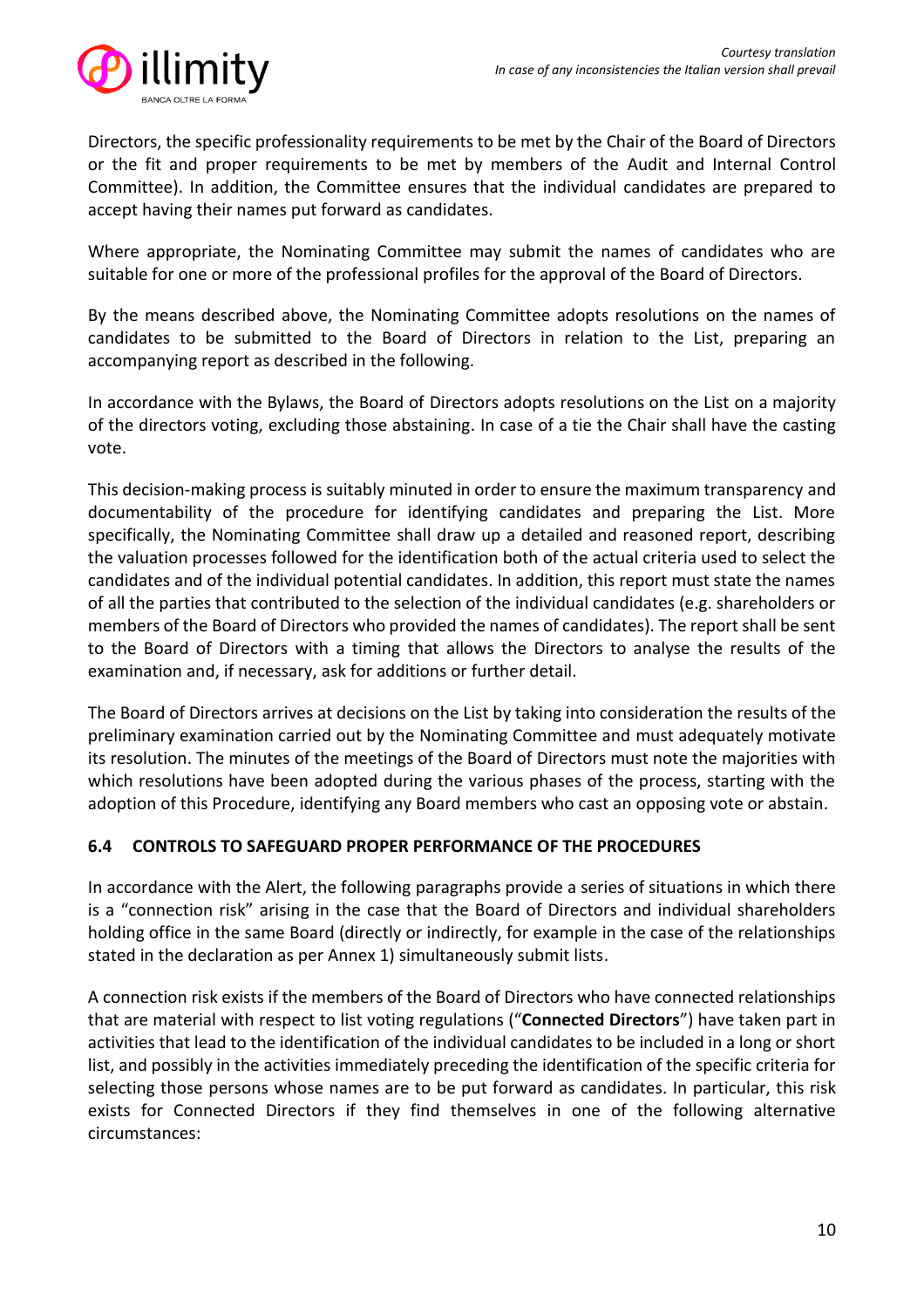Directors, the specific professionality requirements to be met by the Chair of the Board of Directors or the fit and proper requirements to be met by members of the Audit and Internal Control Committee). In addition, the Committee ensures that the individual candidates are prepared to accept having their names put forward as candidates.

Where appropriate, the Nominating Committee may submit the names of candidates who are suitable for one or more of the professional profiles for the approval of the Board of Directors.

By the means described above, the Nominating Committee adopts resolutions on the names of candidates to be submitted to the Board of Directors in relation to the List, preparing an accompanying report as described in the following.

In accordance with the Bylaws, the Board of Directors adopts resolutions on the List on a majority of the directors voting, excluding those abstaining. In case of a tie the Chair shall have the casting vote.

This decision-making process is suitably minuted in order to ensure the maximum transparency and documentability of the procedure for identifying candidates and preparing the List. More specifically, the Nominating Committee shall draw up a detailed and reasoned report, describing the valuation processes followed for the identification both of the actual criteria used to select the candidates and of the individual potential candidates. In addition, this report must state the names of all the parties that contributed to the selection of the individual candidates (e.g. shareholders or members of the Board of Directors who provided the names of candidates). The report shall be sent to the Board of Directors with a timing that allows the Directors to analyse the results of the examination and, if necessary, ask for additions or further detail.

The Board of Directors arrives at decisions on the List by taking into consideration the results of the preliminary examination carried out by the Nominating Committee and must adequately motivate its resolution. The minutes of the meetings of the Board of Directors must note the majorities with which resolutions have been adopted during the various phases of the process, starting with the adoption of this Procedure, identifying any Board members who cast an opposing vote or abstain.

### 6.4 CONTROLS TO SAFEGUARD PROPER PERFORMANCE OF THE PROCEDURES

In accordance with the Alert, the following paragraphs provide a series of situations in which there is a "connection risk" arising in the case that the Board of Directors and individual shareholders holding office in the same Board (directly or indirectly, for example in the case of the relationships stated in the declaration as per Annex 1) simultaneously submit lists.

A connection risk exists if the members of the Board of Directors who have connected relationships that are material with respect to list voting regulations ("**Connected Directors**") have taken part in activities that lead to the identification of the individual candidates to be included in a long or short list, and possibly in the activities immediately preceding the identification of the specific criteria for selecting those persons whose names are to be put forward as candidates. In particular, this risk exists for Connected Directors if they find themselves in one of the following alternative circumstances: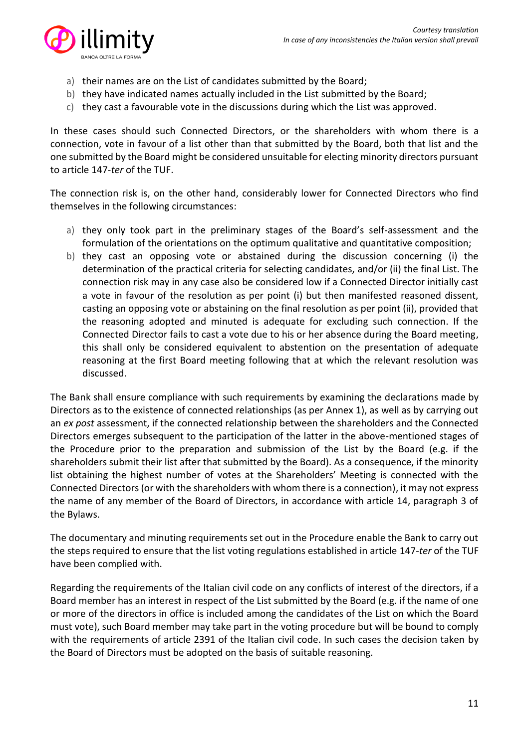a) their names are on the List of candidates submitted by the Board;
b) they have indicated names actually included in the List submitted by the Board;
c) they cast a favourable vote in the discussions during which the List was approved.

In these cases should such Connected Directors, or the shareholders with whom there is a connection, vote in favour of a list other than that submitted by the Board, both that list and the one submitted by the Board might be considered unsuitable for electing minority directors pursuant to article 147-*ter* of the TUF.

The connection risk is, on the other hand, considerably lower for Connected Directors who find themselves in the following circumstances:

a) they only took part in the preliminary stages of the Board's self-assessment and the formulation of the orientations on the optimum qualitative and quantitative composition;
b) they cast an opposing vote or abstained during the discussion concerning (i) the determination of the practical criteria for selecting candidates, and/or (ii) the final List. The connection risk may in any case also be considered low if a Connected Director initially cast a vote in favour of the resolution as per point (i) but then manifested reasoned dissent, casting an opposing vote or abstaining on the final resolution as per point (ii), provided that the reasoning adopted and minuted is adequate for excluding such connection. If the Connected Director fails to cast a vote due to his or her absence during the Board meeting, this shall only be considered equivalent to abstention on the presentation of adequate reasoning at the first Board meeting following that at which the relevant resolution was discussed.

The Bank shall ensure compliance with such requirements by examining the declarations made by Directors as to the existence of connected relationships (as per Annex 1), as well as by carrying out an *ex post* assessment, if the connected relationship between the shareholders and the Connected Directors emerges subsequent to the participation of the latter in the above-mentioned stages of the Procedure prior to the preparation and submission of the List by the Board (e.g. if the shareholders submit their list after that submitted by the Board). As a consequence, if the minority list obtaining the highest number of votes at the Shareholders' Meeting is connected with the Connected Directors (or with the shareholders with whom there is a connection), it may not express the name of any member of the Board of Directors, in accordance with article 14, paragraph 3 of the Bylaws.

The documentary and minuting requirements set out in the Procedure enable the Bank to carry out the steps required to ensure that the list voting regulations established in article 147-*ter* of the TUF have been complied with.

Regarding the requirements of the Italian civil code on any conflicts of interest of the directors, if a Board member has an interest in respect of the List submitted by the Board (e.g. if the name of one or more of the directors in office is included among the candidates of the List on which the Board must vote), such Board member may take part in the voting procedure but will be bound to comply with the requirements of article 2391 of the Italian civil code. In such cases the decision taken by the Board of Directors must be adopted on the basis of suitable reasoning.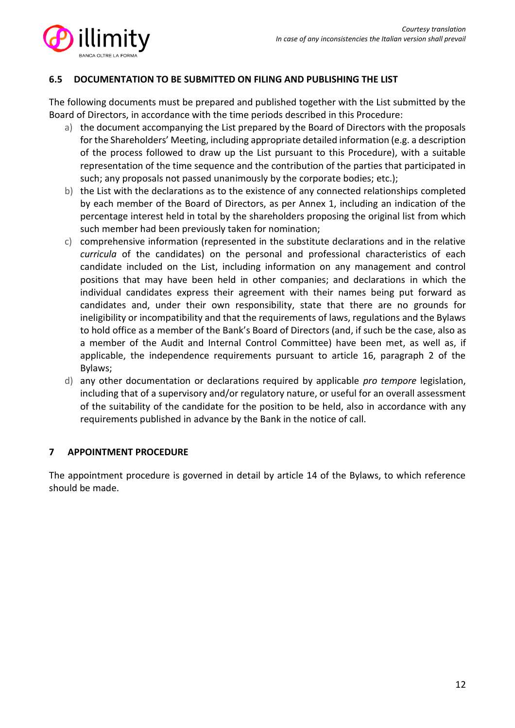### 6.5 DOCUMENTATION TO BE SUBMITTED ON FILING AND PUBLISHING THE LIST

The following documents must be prepared and published together with the List submitted by the Board of Directors, in accordance with the time periods described in this Procedure:

a) the document accompanying the List prepared by the Board of Directors with the proposals for the Shareholders' Meeting, including appropriate detailed information (e.g. a description of the process followed to draw up the List pursuant to this Procedure), with a suitable representation of the time sequence and the contribution of the parties that participated in such; any proposals not passed unanimously by the corporate bodies; etc.);

b) the List with the declarations as to the existence of any connected relationships completed by each member of the Board of Directors, as per Annex 1, including an indication of the percentage interest held in total by the shareholders proposing the original list from which such member had been previously taken for nomination;

c) comprehensive information (represented in the substitute declarations and in the relative *curricula* of the candidates) on the personal and professional characteristics of each candidate included on the List, including information on any management and control positions that may have been held in other companies; and declarations in which the individual candidates express their agreement with their names being put forward as candidates and, under their own responsibility, state that there are no grounds for ineligibility or incompatibility and that the requirements of laws, regulations and the Bylaws to hold office as a member of the Bank's Board of Directors (and, if such be the case, also as a member of the Audit and Internal Control Committee) have been met, as well as, if applicable, the independence requirements pursuant to article 16, paragraph 2 of the Bylaws;

d) any other documentation or declarations required by applicable *pro tempore* legislation, including that of a supervisory and/or regulatory nature, or useful for an overall assessment of the suitability of the candidate for the position to be held, also in accordance with any requirements published in advance by the Bank in the notice of call.

## 7 APPOINTMENT PROCEDURE

The appointment procedure is governed in detail by article 14 of the Bylaws, to which reference should be made.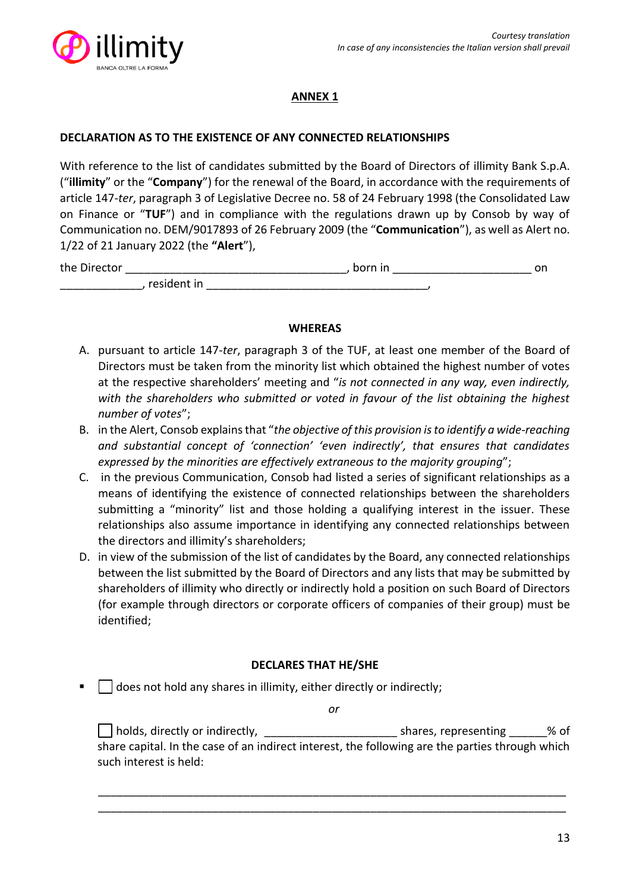## ANNEX 1

### DECLARATION AS TO THE EXISTENCE OF ANY CONNECTED RELATIONSHIPS

With reference to the list of candidates submitted by the Board of Directors of illimity Bank S.p.A. ("**illimity**" or the "**Company**") for the renewal of the Board, in accordance with the requirements of article 147-*ter*, paragraph 3 of Legislative Decree no. 58 of 24 February 1998 (the Consolidated Law on Finance or "**TUF**") and in compliance with the regulations drawn up by Consob by way of Communication no. DEM/9017893 of 26 February 2009 (the "**Communication**"), as well as Alert no. 1/22 of 21 January 2022 (the **"Alert**"),

the Director __________________________________, born in _____________________ on _____________, resident in __________________________________,

#### WHEREAS

A. pursuant to article 147-*ter*, paragraph 3 of the TUF, at least one member of the Board of Directors must be taken from the minority list which obtained the highest number of votes at the respective shareholders' meeting and "*is not connected in any way, even indirectly, with the shareholders who submitted or voted in favour of the list obtaining the highest number of votes*";
B. in the Alert, Consob explains that "*the objective of this provision is to identify a wide-reaching and substantial concept of 'connection' 'even indirectly', that ensures that candidates expressed by the minorities are effectively extraneous to the majority grouping*";
C. in the previous Communication, Consob had listed a series of significant relationships as a means of identifying the existence of connected relationships between the shareholders submitting a "minority" list and those holding a qualifying interest in the issuer. These relationships also assume importance in identifying any connected relationships between the directors and illimity's shareholders;
D. in view of the submission of the list of candidates by the Board, any connected relationships between the list submitted by the Board of Directors and any lists that may be submitted by shareholders of illimity who directly or indirectly hold a position on such Board of Directors (for example through directors or corporate officers of companies of their group) must be identified;

#### DECLARES THAT HE/SHE

- ☐ does not hold any shares in illimity, either directly or indirectly;

  *or*

  ☐ holds, directly or indirectly, _____________________ shares, representing ______% of share capital. In the case of an indirect interest, the following are the parties through which such interest is held:

  ________________________________________________________________________

  ________________________________________________________________________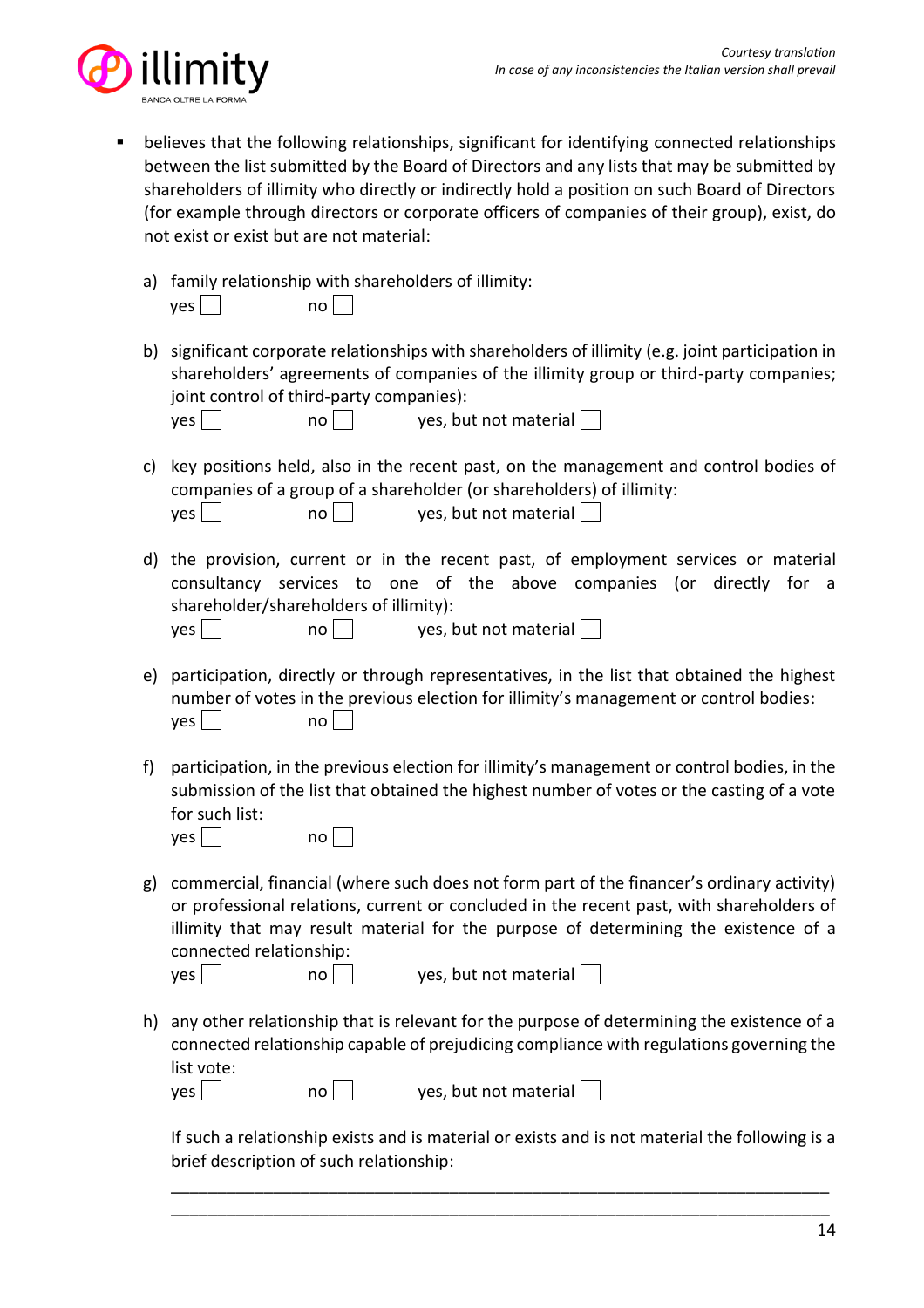- believes that the following relationships, significant for identifying connected relationships between the list submitted by the Board of Directors and any lists that may be submitted by shareholders of illimity who directly or indirectly hold a position on such Board of Directors (for example through directors or corporate officers of companies of their group), exist, do not exist or exist but are not material:

a) family relationship with shareholders of illimity:
yes ☐ no ☐

b) significant corporate relationships with shareholders of illimity (e.g. joint participation in shareholders' agreements of companies of the illimity group or third-party companies; joint control of third-party companies):
yes ☐ no ☐ yes, but not material ☐

c) key positions held, also in the recent past, on the management and control bodies of companies of a group of a shareholder (or shareholders) of illimity:
yes ☐ no ☐ yes, but not material ☐

d) the provision, current or in the recent past, of employment services or material consultancy services to one of the above companies (or directly for a shareholder/shareholders of illimity):
yes ☐ no ☐ yes, but not material ☐

e) participation, directly or through representatives, in the list that obtained the highest number of votes in the previous election for illimity's management or control bodies:
yes ☐ no ☐

f) participation, in the previous election for illimity's management or control bodies, in the submission of the list that obtained the highest number of votes or the casting of a vote for such list:
yes ☐ no ☐

g) commercial, financial (where such does not form part of the financer's ordinary activity) or professional relations, current or concluded in the recent past, with shareholders of illimity that may result material for the purpose of determining the existence of a connected relationship:
yes ☐ no ☐ yes, but not material ☐

h) any other relationship that is relevant for the purpose of determining the existence of a connected relationship capable of prejudicing compliance with regulations governing the list vote:
yes ☐ no ☐ yes, but not material ☐

If such a relationship exists and is material or exists and is not material the following is a brief description of such relationship:

\_\_\_\_\_\_\_\_\_\_\_\_\_\_\_\_\_\_\_\_\_\_\_\_\_\_\_\_\_\_\_\_\_\_\_\_\_\_\_\_\_\_\_\_\_\_\_\_\_\_\_\_\_\_\_\_\_\_\_\_\_\_\_\_\_\_\_\_\_\_\_\_

\_\_\_\_\_\_\_\_\_\_\_\_\_\_\_\_\_\_\_\_\_\_\_\_\_\_\_\_\_\_\_\_\_\_\_\_\_\_\_\_\_\_\_\_\_\_\_\_\_\_\_\_\_\_\_\_\_\_\_\_\_\_\_\_\_\_\_\_\_\_\_\_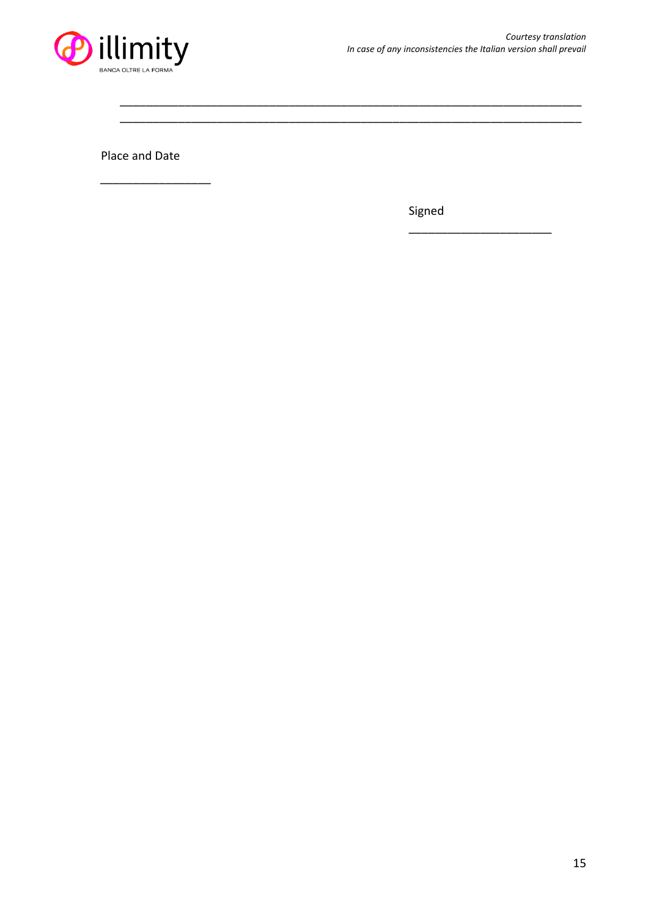\_\_\_\_\_\_\_\_\_\_\_\_\_\_\_\_\_\_\_\_\_\_\_\_\_\_\_\_\_\_\_\_\_\_\_\_\_\_\_\_\_\_\_\_\_\_\_\_\_\_\_\_\_\_\_\_\_\_\_\_\_\_\_\_\_\_\_\_\_\_\_\_\_\_\_\_\_\_

\_\_\_\_\_\_\_\_\_\_\_\_\_\_\_\_\_\_\_\_\_\_\_\_\_\_\_\_\_\_\_\_\_\_\_\_\_\_\_\_\_\_\_\_\_\_\_\_\_\_\_\_\_\_\_\_\_\_\_\_\_\_\_\_\_\_\_\_\_\_\_\_\_\_\_\_\_\_

Place and Date

\_\_\_\_\_\_\_\_\_\_\_\_\_\_\_\_\_\_\_\_

Signed

\_\_\_\_\_\_\_\_\_\_\_\_\_\_\_\_\_\_\_\_\_\_\_\_\_\_